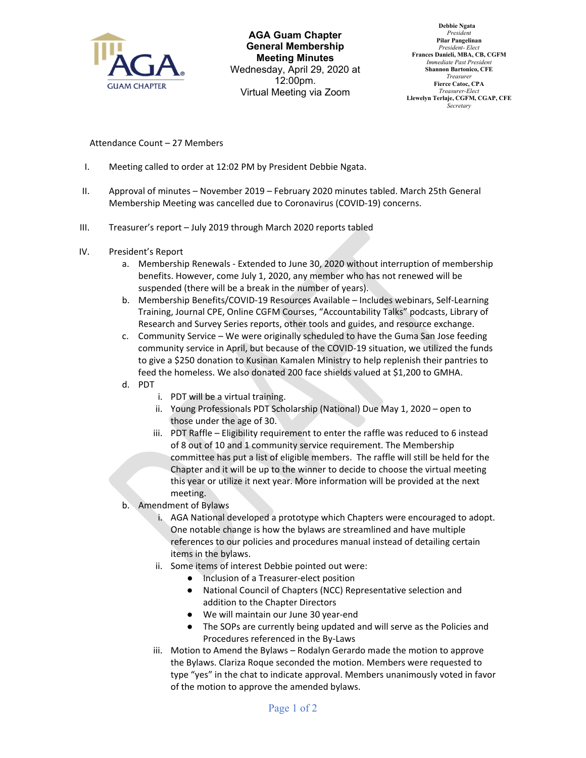**AGA Guam Chapter**
**General Membership Meeting Minutes**
Wednesday, April 29, 2020 at 12:00pm.
Virtual Meeting via Zoom

**Debbie Ngata**
*President*
**Pilar Pangelinan**
*President- Elect*
**Frances Danieli, MBA, CB, CGFM**
*Immediate Past President*
**Shannon Bartonico, CFE**
*Treasurer*
**Fierce Catoc, CPA**
*Treasurer-Elect*
**Llewelyn Terlaje, CGFM, CGAP, CFE**
*Secretary*

Attendance Count – 27 Members

I. Meeting called to order at 12:02 PM by President Debbie Ngata.

II. Approval of minutes – November 2019 – February 2020 minutes tabled. March 25th General Membership Meeting was cancelled due to Coronavirus (COVID-19) concerns.

III. Treasurer's report – July 2019 through March 2020 reports tabled

IV. President's Report
   a. Membership Renewals - Extended to June 30, 2020 without interruption of membership benefits. However, come July 1, 2020, any member who has not renewed will be suspended (there will be a break in the number of years).
   b. Membership Benefits/COVID-19 Resources Available – Includes webinars, Self-Learning Training, Journal CPE, Online CGFM Courses, "Accountability Talks" podcasts, Library of Research and Survey Series reports, other tools and guides, and resource exchange.
   c. Community Service – We were originally scheduled to have the Guma San Jose feeding community service in April, but because of the COVID-19 situation, we utilized the funds to give a $250 donation to Kusinan Kamalen Ministry to help replenish their pantries to feed the homeless. We also donated 200 face shields valued at $1,200 to GMHA.
   d. PDT
      i. PDT will be a virtual training.
      ii. Young Professionals PDT Scholarship (National) Due May 1, 2020 – open to those under the age of 30.
      iii. PDT Raffle – Eligibility requirement to enter the raffle was reduced to 6 instead of 8 out of 10 and 1 community service requirement. The Membership committee has put a list of eligible members. The raffle will still be held for the Chapter and it will be up to the winner to decide to choose the virtual meeting this year or utilize it next year. More information will be provided at the next meeting.
   b. Amendment of Bylaws
      i. AGA National developed a prototype which Chapters were encouraged to adopt. One notable change is how the bylaws are streamlined and have multiple references to our policies and procedures manual instead of detailing certain items in the bylaws.
      ii. Some items of interest Debbie pointed out were:
         - Inclusion of a Treasurer-elect position
         - National Council of Chapters (NCC) Representative selection and addition to the Chapter Directors
         - We will maintain our June 30 year-end
         - The SOPs are currently being updated and will serve as the Policies and Procedures referenced in the By-Laws
      iii. Motion to Amend the Bylaws – Rodalyn Gerardo made the motion to approve the Bylaws. Clariza Roque seconded the motion. Members were requested to type "yes" in the chat to indicate approval. Members unanimously voted in favor of the motion to approve the amended bylaws.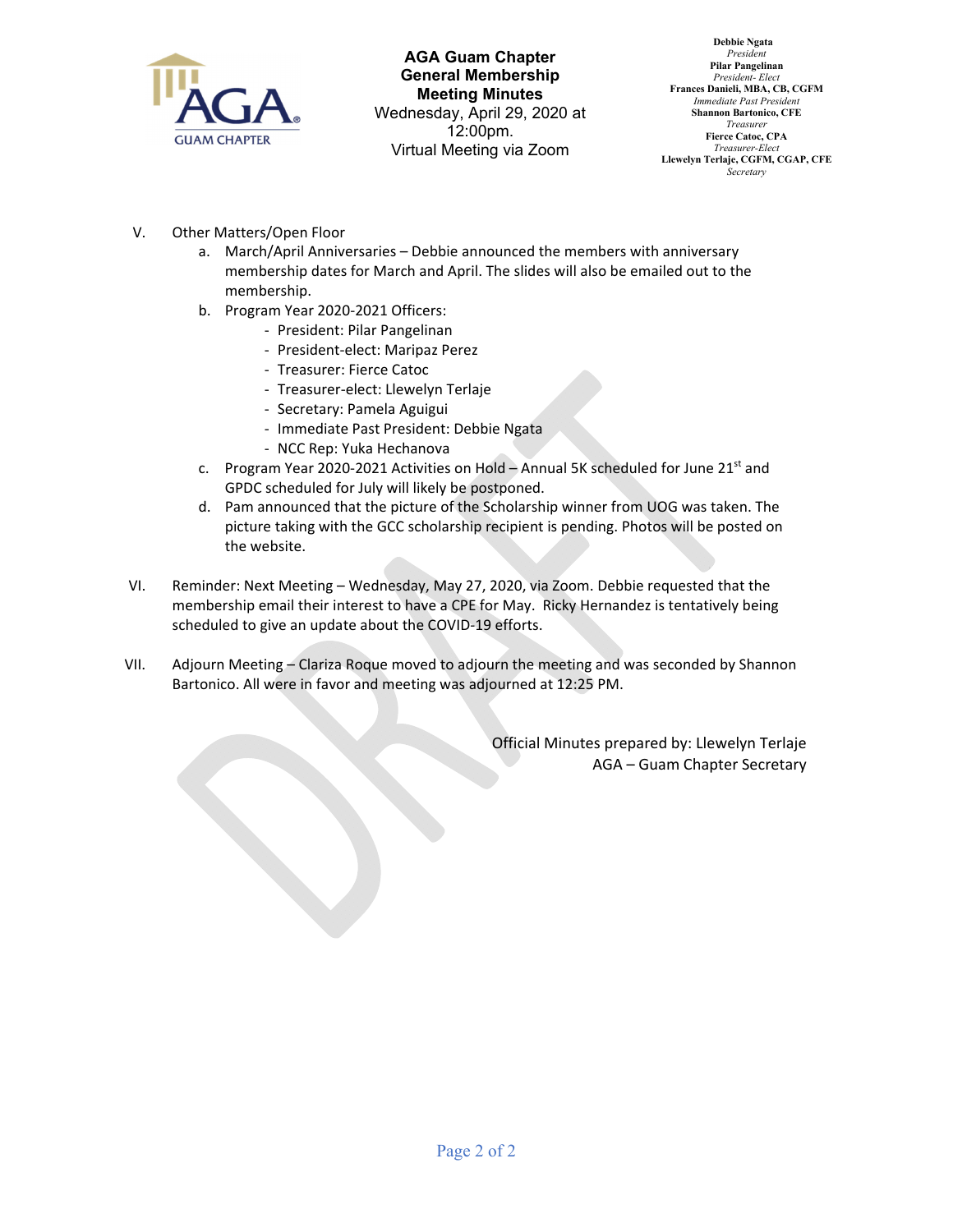# AGA Guam Chapter General Membership Meeting Minutes

Wednesday, April 29, 2020 at 12:00pm.
Virtual Meeting via Zoom

**Debbie Ngata**
*President*
**Pilar Pangelinan**
*President- Elect*
**Frances Danieli, MBA, CB, CGFM**
*Immediate Past President*
**Shannon Bartonico, CFE**
*Treasurer*
**Fierce Catoc, CPA**
*Treasurer-Elect*
**Llewelyn Terlaje, CGFM, CGAP, CFE**
*Secretary*

V. Other Matters/Open Floor
   a. March/April Anniversaries – Debbie announced the members with anniversary membership dates for March and April. The slides will also be emailed out to the membership.
   b. Program Year 2020-2021 Officers:
      - President: Pilar Pangelinan
      - President-elect: Maripaz Perez
      - Treasurer: Fierce Catoc
      - Treasurer-elect: Llewelyn Terlaje
      - Secretary: Pamela Aguigui
      - Immediate Past President: Debbie Ngata
      - NCC Rep: Yuka Hechanova
   c. Program Year 2020-2021 Activities on Hold – Annual 5K scheduled for June 21st and GPDC scheduled for July will likely be postponed.
   d. Pam announced that the picture of the Scholarship winner from UOG was taken. The picture taking with the GCC scholarship recipient is pending. Photos will be posted on the website.

VI. Reminder: Next Meeting – Wednesday, May 27, 2020, via Zoom. Debbie requested that the membership email their interest to have a CPE for May. Ricky Hernandez is tentatively being scheduled to give an update about the COVID-19 efforts.

VII. Adjourn Meeting – Clariza Roque moved to adjourn the meeting and was seconded by Shannon Bartonico. All were in favor and meeting was adjourned at 12:25 PM.

Official Minutes prepared by: Llewelyn Terlaje
AGA – Guam Chapter Secretary

DRAFT